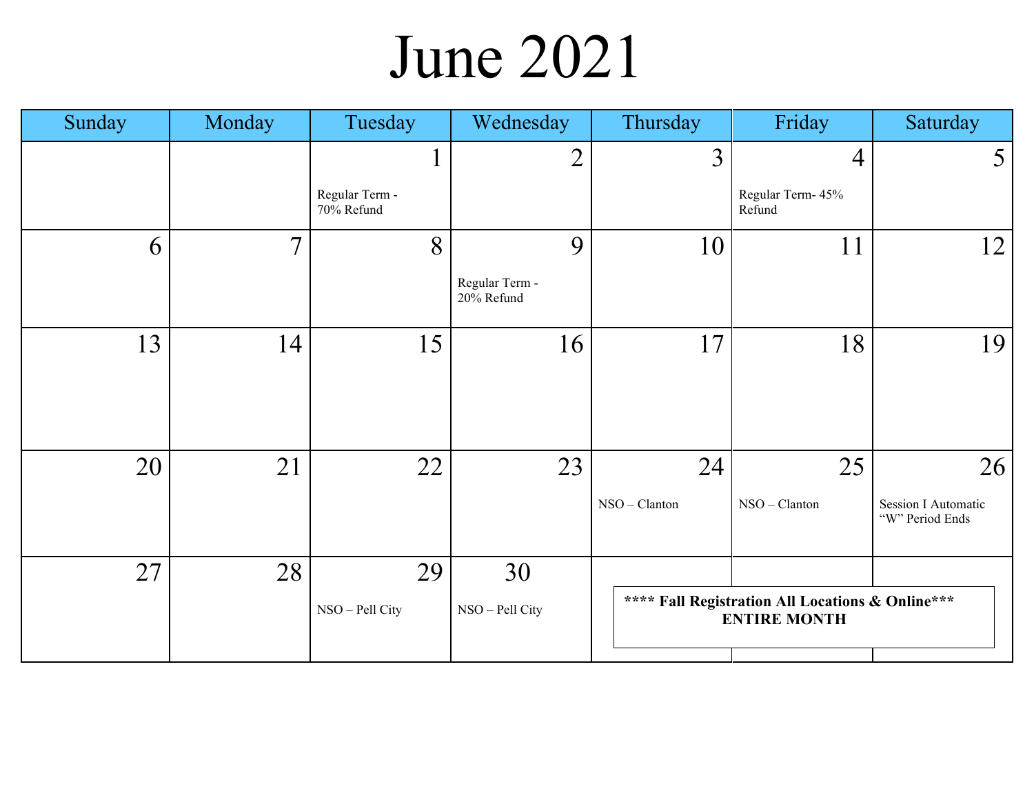# June 2021

| Sunday | Monday | Tuesday | Wednesday | Thursday | Friday | Saturday |
|---|---|---|---|---|---|---|
| | | 1<br>Regular Term - 70% Refund | 2 | 3 | 4<br>Regular Term- 45% Refund | 5 |
| 6 | 7 | 8 | 9<br>Regular Term - 20% Refund | 10 | 11 | 12 |
| 13 | 14 | 15 | 16 | 17 | 18 | 19 |
| 20 | 21 | 22 | 23 | 24<br>NSO – Clanton | 25<br>NSO – Clanton | 26<br>Session I Automatic "W" Period Ends |
| 27 | 28 | 29<br>NSO – Pell City | 30<br>NSO – Pell City | | | |

**\*\*\*\* Fall Registration All Locations & Online\*\*\***
**ENTIRE MONTH**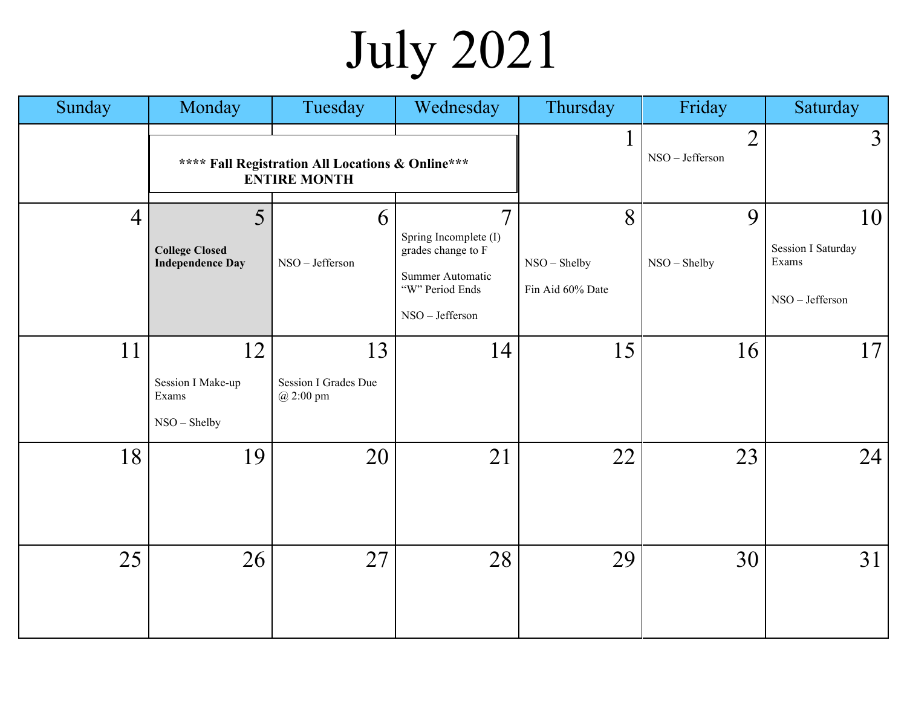# July 2021

| Sunday | Monday | Tuesday | Wednesday | Thursday | Friday | Saturday |
|---|---|---|---|---|---|---|
| | **\*\*\*\* Fall Registration All Locations & Online\*\*\* ENTIRE MONTH** | | | 1 | 2 NSO – Jefferson | 3 |
| 4 | 5 **College Closed Independence Day** | 6 NSO – Jefferson | 7 Spring Incomplete (I) grades change to F<br>Summer Automatic "W" Period Ends<br>NSO – Jefferson | 8 NSO – Shelby<br>Fin Aid 60% Date | 9 NSO – Shelby | 10 Session I Saturday Exams<br>NSO – Jefferson |
| 11 | 12 Session I Make-up Exams<br>NSO – Shelby | 13 Session I Grades Due @ 2:00 pm | 14 | 15 | 16 | 17 |
| 18 | 19 | 20 | 21 | 22 | 23 | 24 |
| 25 | 26 | 27 | 28 | 29 | 30 | 31 |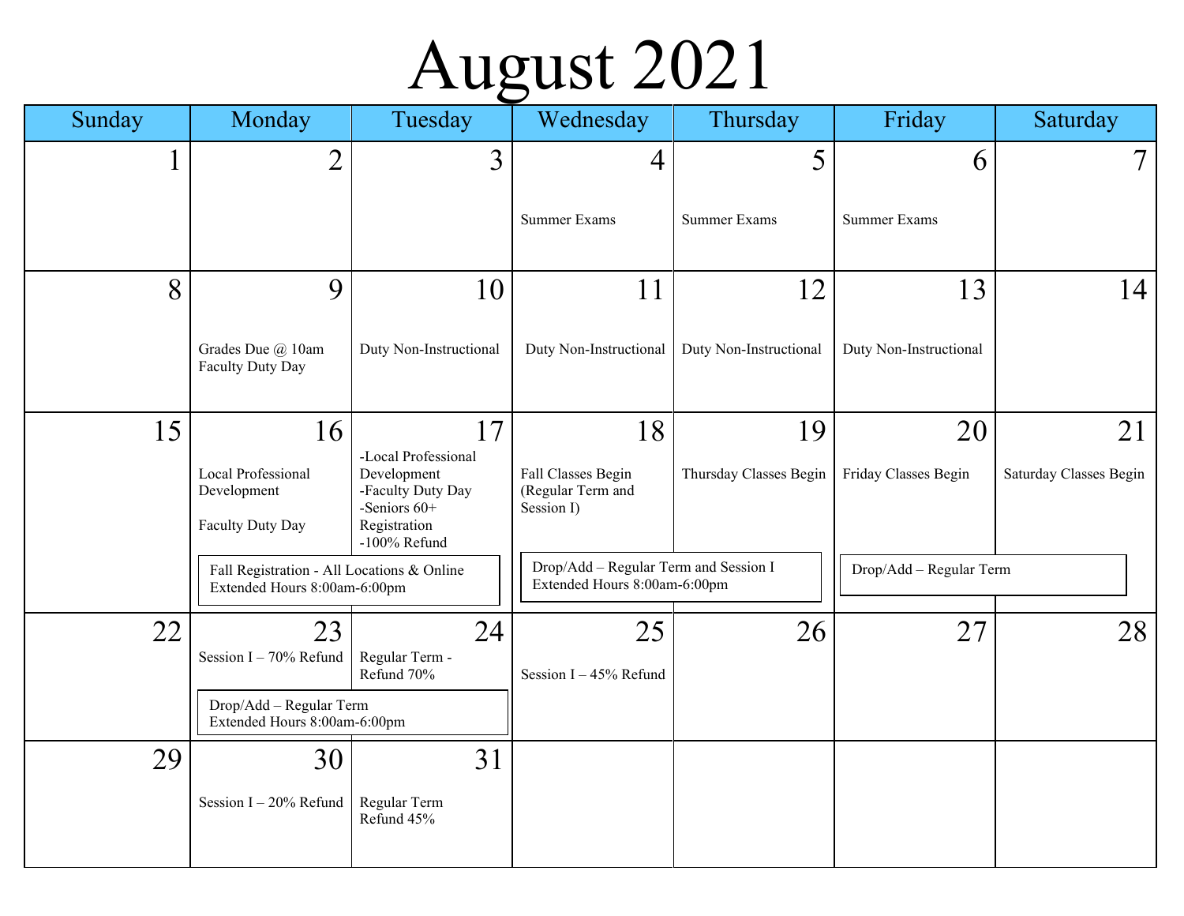# August 2021

| Sunday | Monday | Tuesday | Wednesday | Thursday | Friday | Saturday |
|---|---|---|---|---|---|---|
| 1 | 2 | 3 | 4<br>Summer Exams | 5<br>Summer Exams | 6<br>Summer Exams | 7 |
| 8 | 9<br>Grades Due @ 10am<br>Faculty Duty Day | 10<br>Duty Non-Instructional | 11<br>Duty Non-Instructional | 12<br>Duty Non-Instructional | 13<br>Duty Non-Instructional | 14 |
| 15 | 16<br>Local Professional Development<br><br>Faculty Duty Day<br><br>Fall Registration - All Locations & Online<br>Extended Hours 8:00am-6:00pm | 17<br>-Local Professional Development<br>-Faculty Duty Day<br>-Seniors 60+ Registration<br>-100% Refund<br><br>Fall Registration - All Locations & Online<br>Extended Hours 8:00am-6:00pm | 18<br>Fall Classes Begin (Regular Term and Session I)<br><br>Drop/Add – Regular Term and Session I<br>Extended Hours 8:00am-6:00pm | 19<br>Thursday Classes Begin<br><br>Drop/Add – Regular Term and Session I<br>Extended Hours 8:00am-6:00pm | 20<br>Friday Classes Begin<br><br>Drop/Add – Regular Term | 21<br>Saturday Classes Begin<br><br>Drop/Add – Regular Term |
| 22 | 23<br>Session I – 70% Refund<br><br>Drop/Add – Regular Term<br>Extended Hours 8:00am-6:00pm | 24<br>Regular Term - Refund 70%<br><br>Drop/Add – Regular Term<br>Extended Hours 8:00am-6:00pm | 25<br>Session I – 45% Refund | 26 | 27 | 28 |
| 29 | 30<br>Session I – 20% Refund | 31<br>Regular Term<br>Refund 45% | | | | |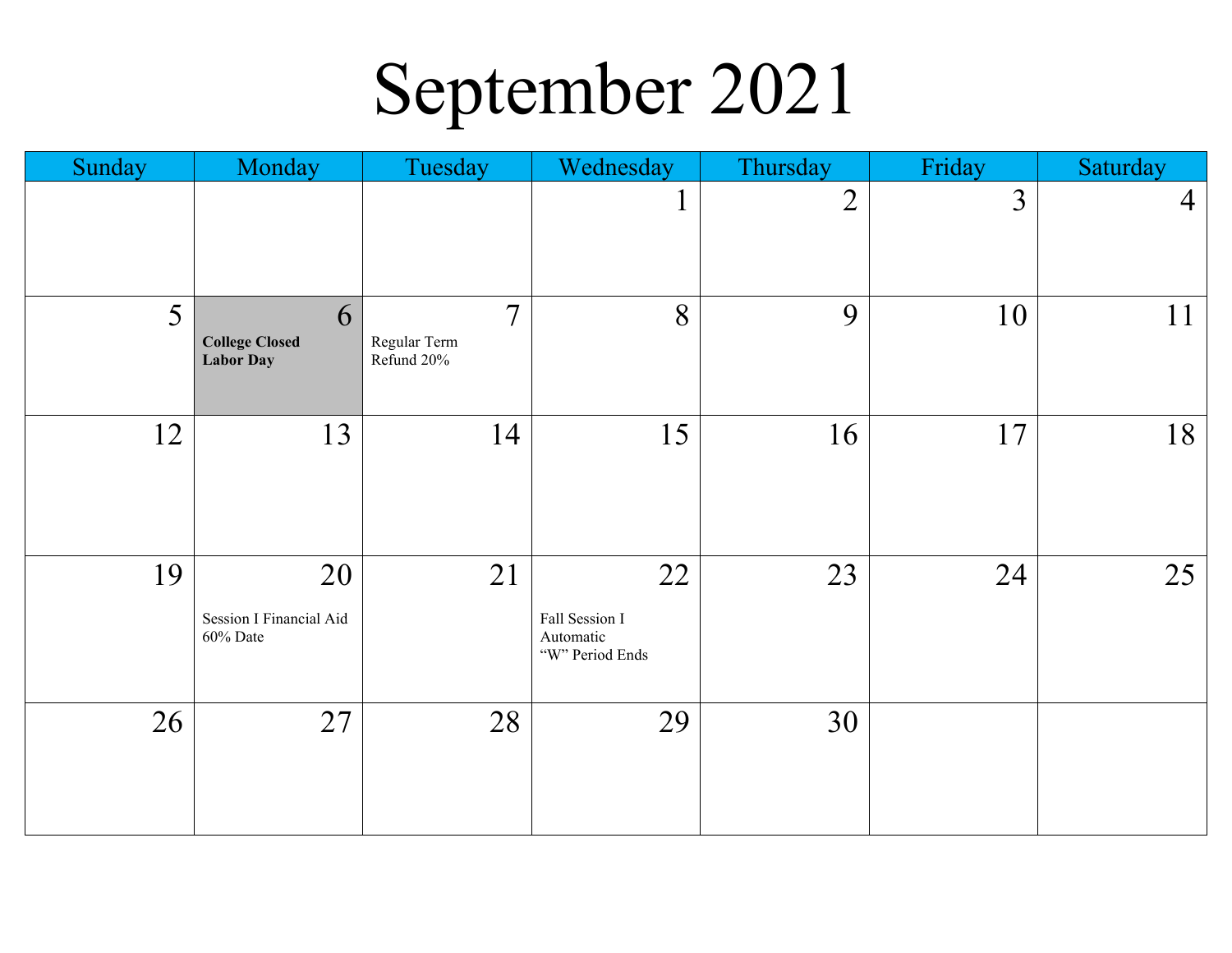# September 2021

| Sunday | Monday | Tuesday | Wednesday | Thursday | Friday | Saturday |
|---|---|---|---|---|---|---|
| | | | 1 | 2 | 3 | 4 |
| 5 | 6 **College Closed Labor Day** | 7 Regular Term Refund 20% | 8 | 9 | 10 | 11 |
| 12 | 13 | 14 | 15 | 16 | 17 | 18 |
| 19 | 20 Session I Financial Aid 60% Date | 21 | 22 Fall Session I Automatic "W" Period Ends | 23 | 24 | 25 |
| 26 | 27 | 28 | 29 | 30 | | |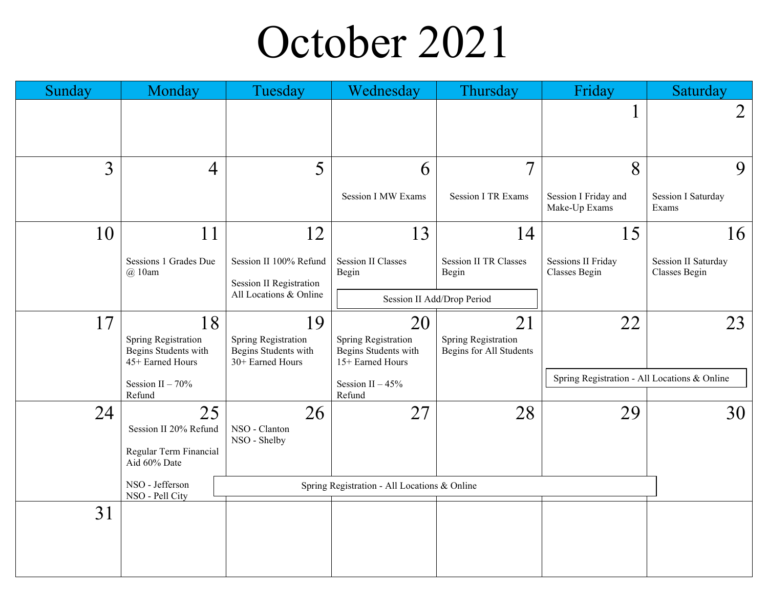# October 2021

| Sunday | Monday | Tuesday | Wednesday | Thursday | Friday | Saturday |
|---|---|---|---|---|---|---|
| | | | | | 1 | 2 |
| 3 | 4 | 5 | 6<br>Session I MW Exams | 7<br>Session I TR Exams | 8<br>Session I Friday and Make-Up Exams | 9<br>Session I Saturday Exams |
| 10 | 11<br>Sessions 1 Grades Due @ 10am | 12<br>Session II 100% Refund<br><br>Session II Registration All Locations & Online | 13<br>Session II Classes Begin<br><br>Session II Add/Drop Period | 14<br>Session II TR Classes Begin<br><br>Session II Add/Drop Period | 15<br>Sessions II Friday Classes Begin | 16<br>Session II Saturday Classes Begin |
| 17 | 18<br>Spring Registration Begins Students with 45+ Earned Hours<br><br>Session II – 70% Refund | 19<br>Spring Registration Begins Students with 30+ Earned Hours | 20<br>Spring Registration Begins Students with 15+ Earned Hours<br><br>Session II – 45% Refund | 21<br>Spring Registration Begins for All Students | 22<br>Spring Registration - All Locations & Online | 23<br>Spring Registration - All Locations & Online |
| 24 | 25<br>Session II 20% Refund<br><br>Regular Term Financial Aid 60% Date<br><br>NSO - Jefferson<br>NSO - Pell City | 26<br>NSO - Clanton<br>NSO - Shelby<br><br>Spring Registration - All Locations & Online | 27<br>Spring Registration - All Locations & Online | 28<br>Spring Registration - All Locations & Online | 29<br>Spring Registration - All Locations & Online | 30 |
| 31 | | | | | | |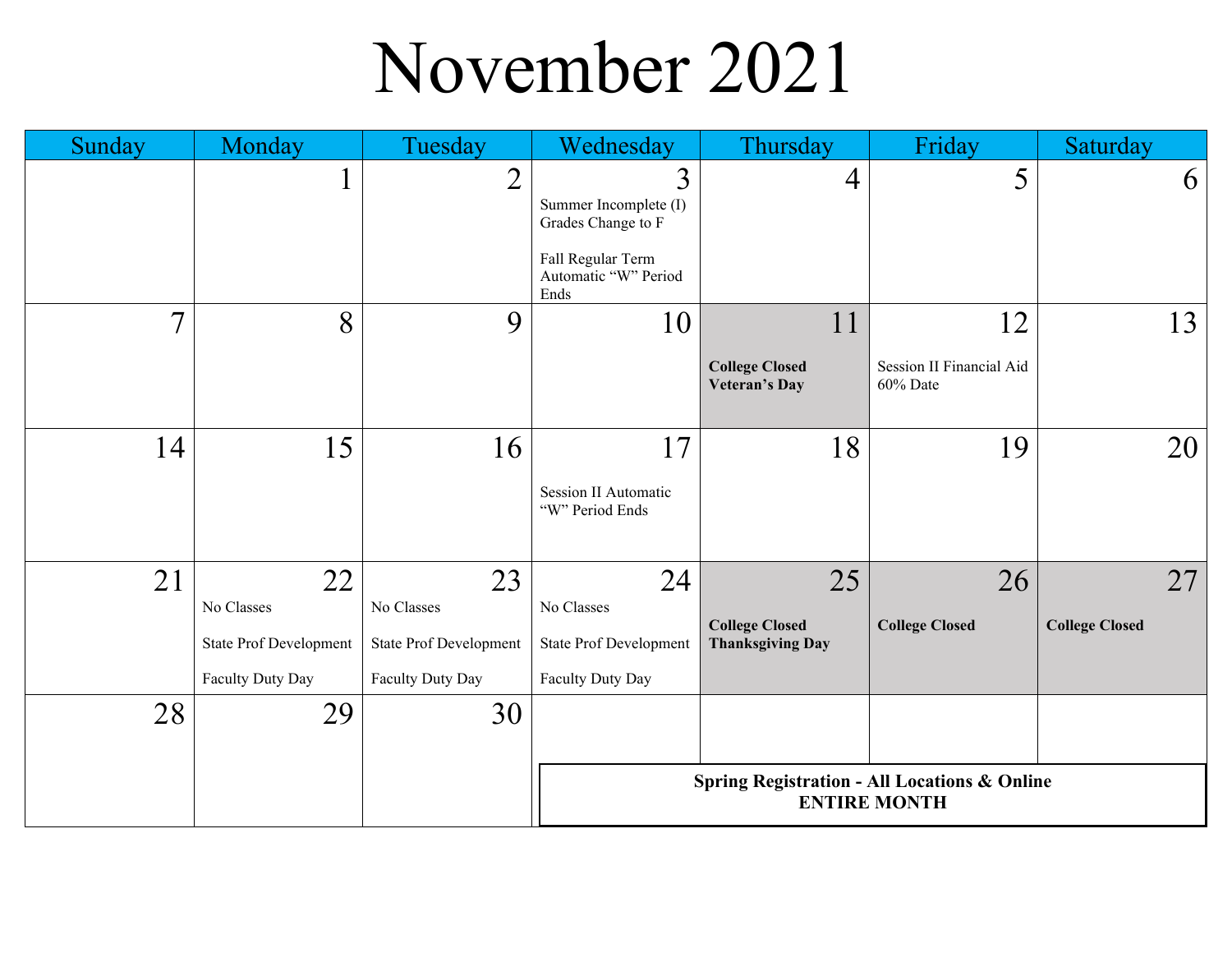# November 2021

| Sunday | Monday | Tuesday | Wednesday | Thursday | Friday | Saturday |
|---|---|---|---|---|---|---|
| | 1 | 2 | 3<br>Summer Incomplete (I) Grades Change to F<br><br>Fall Regular Term Automatic "W" Period Ends | 4 | 5 | 6 |
| 7 | 8 | 9 | 10 | 11<br>**College Closed Veteran's Day** | 12<br>Session II Financial Aid 60% Date | 13 |
| 14 | 15 | 16 | 17<br>Session II Automatic "W" Period Ends | 18 | 19 | 20 |
| 21 | 22<br>No Classes<br><br>State Prof Development<br><br>Faculty Duty Day | 23<br>No Classes<br><br>State Prof Development<br><br>Faculty Duty Day | 24<br>No Classes<br><br>State Prof Development<br><br>Faculty Duty Day | 25<br>**College Closed Thanksgiving Day** | 26<br>**College Closed** | 27<br>**College Closed** |
| 28 | 29 | 30 | | | | |

**Spring Registration - All Locations & Online**
**ENTIRE MONTH**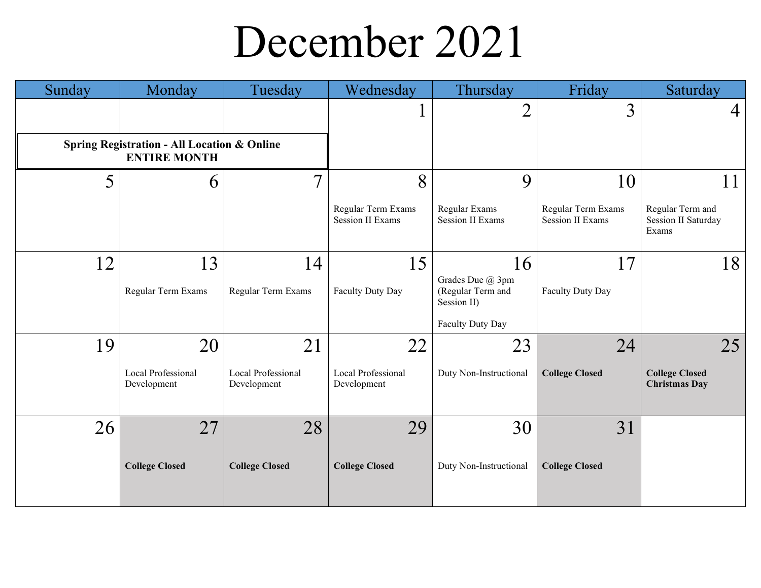# December 2021

| Sunday | Monday | Tuesday | Wednesday | Thursday | Friday | Saturday |
|---|---|---|---|---|---|---|
| **Spring Registration - All Location & Online ENTIRE MONTH** | | | 1 | 2 | 3 | 4 |
| 5 | 6 | 7 | 8<br>Regular Term Exams<br>Session II Exams | 9<br>Regular Exams<br>Session II Exams | 10<br>Regular Term Exams<br>Session II Exams | 11<br>Regular Term and Session II Saturday Exams |
| 12 | 13<br>Regular Term Exams | 14<br>Regular Term Exams | 15<br>Faculty Duty Day | 16<br>Grades Due @ 3pm (Regular Term and Session II)<br><br>Faculty Duty Day | 17<br>Faculty Duty Day | 18 |
| 19 | 20<br>Local Professional Development | 21<br>Local Professional Development | 22<br>Local Professional Development | 23<br>Duty Non-Instructional | 24<br>**College Closed** | 25<br>**College Closed Christmas Day** |
| 26 | 27<br>**College Closed** | 28<br>**College Closed** | 29<br>**College Closed** | 30<br>Duty Non-Instructional | 31<br>**College Closed** | |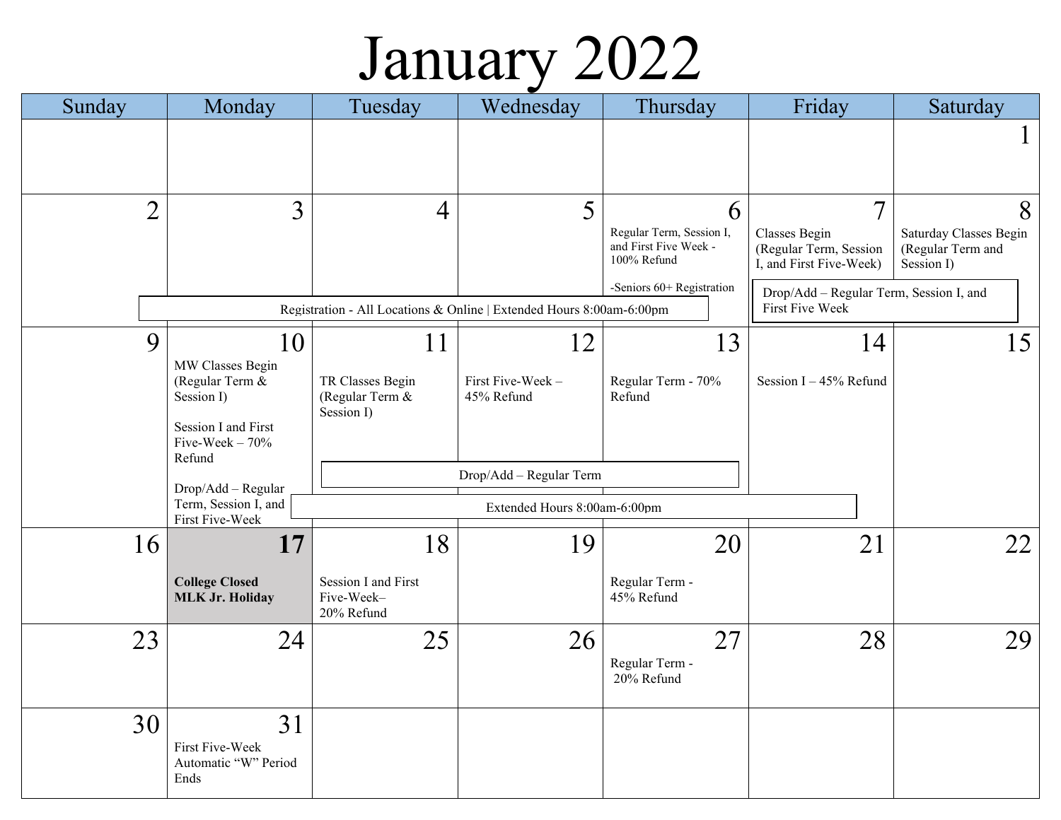# January 2022

| Sunday | Monday | Tuesday | Wednesday | Thursday | Friday | Saturday |
|---|---|---|---|---|---|---|
| | | | | | | 1 |
| 2 | 3 | 4 | 5 | 6<br>Regular Term, Session I, and First Five Week - 100% Refund<br><br>-Seniors 60+ Registration | 7<br>Classes Begin (Regular Term, Session I, and First Five-Week) | 8<br>Saturday Classes Begin (Regular Term and Session I) |
| 9 | 10<br>MW Classes Begin (Regular Term & Session I)<br><br>Session I and First Five-Week – 70% Refund<br><br>Drop/Add – Regular Term, Session I, and First Five-Week | 11<br>TR Classes Begin (Regular Term & Session I) | 12<br>First Five-Week – 45% Refund | 13<br>Regular Term - 70% Refund | 14<br>Session I – 45% Refund | 15 |
| 16 | **17**<br>**College Closed MLK Jr. Holiday** | 18<br>Session I and First Five-Week– 20% Refund | 19 | 20<br>Regular Term - 45% Refund | 21 | 22 |
| 23 | 24 | 25 | 26 | 27<br>Regular Term - 20% Refund | 28 | 29 |
| 30 | 31<br>First Five-Week Automatic "W" Period Ends | | | | | |

Spanning notes:

- January 3–6: Registration - All Locations & Online | Extended Hours 8:00am-6:00pm
- January 7–8: Drop/Add – Regular Term, Session I, and First Five Week
- January 11–13: Drop/Add – Regular Term
- January 11–14: Extended Hours 8:00am-6:00pm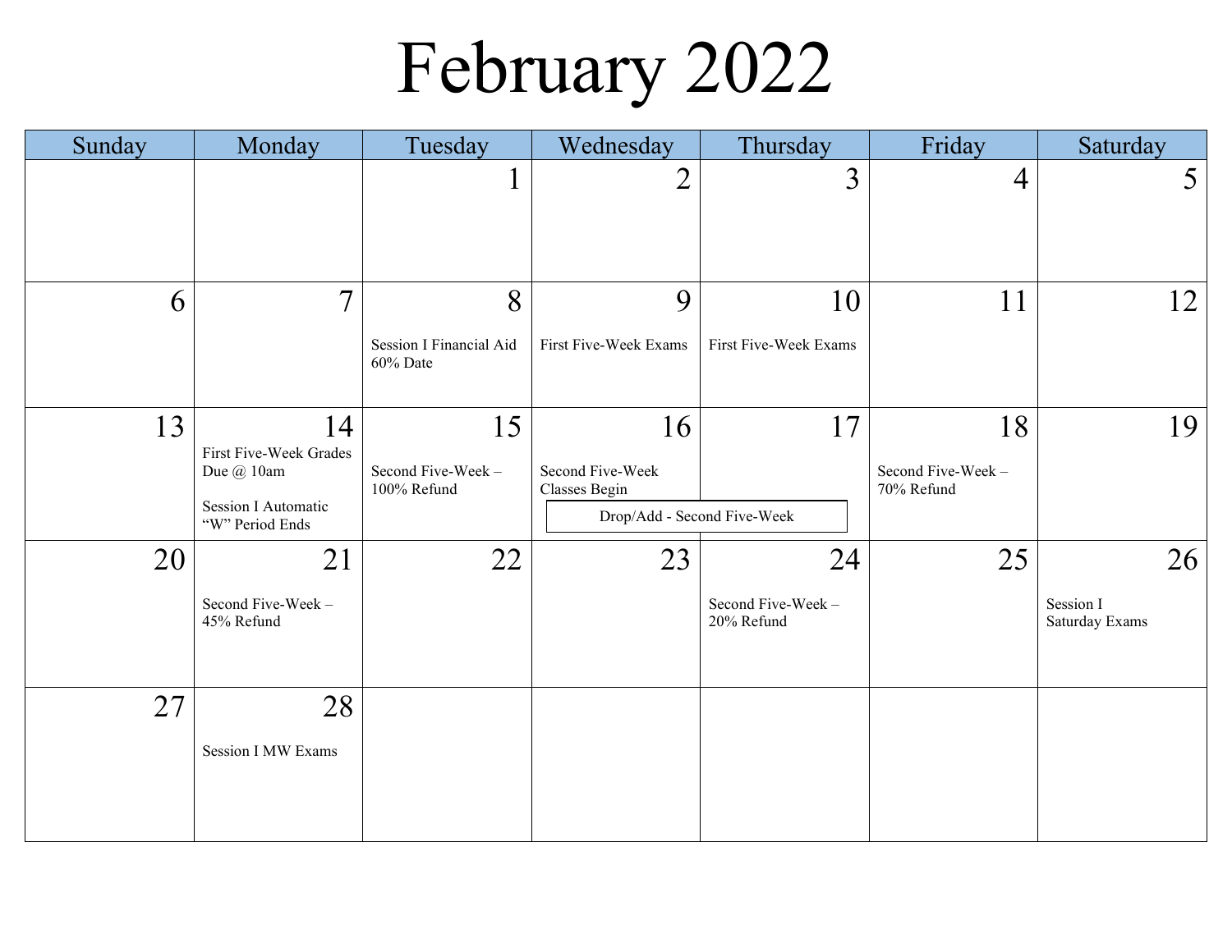# February 2022

| Sunday | Monday | Tuesday | Wednesday | Thursday | Friday | Saturday |
|---|---|---|---|---|---|---|
| | | 1 | 2 | 3 | 4 | 5 |
| 6 | 7 | 8<br>Session I Financial Aid 60% Date | 9<br>First Five-Week Exams | 10<br>First Five-Week Exams | 11 | 12 |
| 13 | 14<br>First Five-Week Grades Due @ 10am<br><br>Session I Automatic "W" Period Ends | 15<br>Second Five-Week – 100% Refund | 16<br>Second Five-Week Classes Begin<br>Drop/Add - Second Five-Week | 17<br>Drop/Add - Second Five-Week | 18<br>Second Five-Week – 70% Refund | 19 |
| 20 | 21<br>Second Five-Week – 45% Refund | 22 | 23 | 24<br>Second Five-Week – 20% Refund | 25 | 26<br>Session I Saturday Exams |
| 27 | 28<br>Session I MW Exams | | | | | |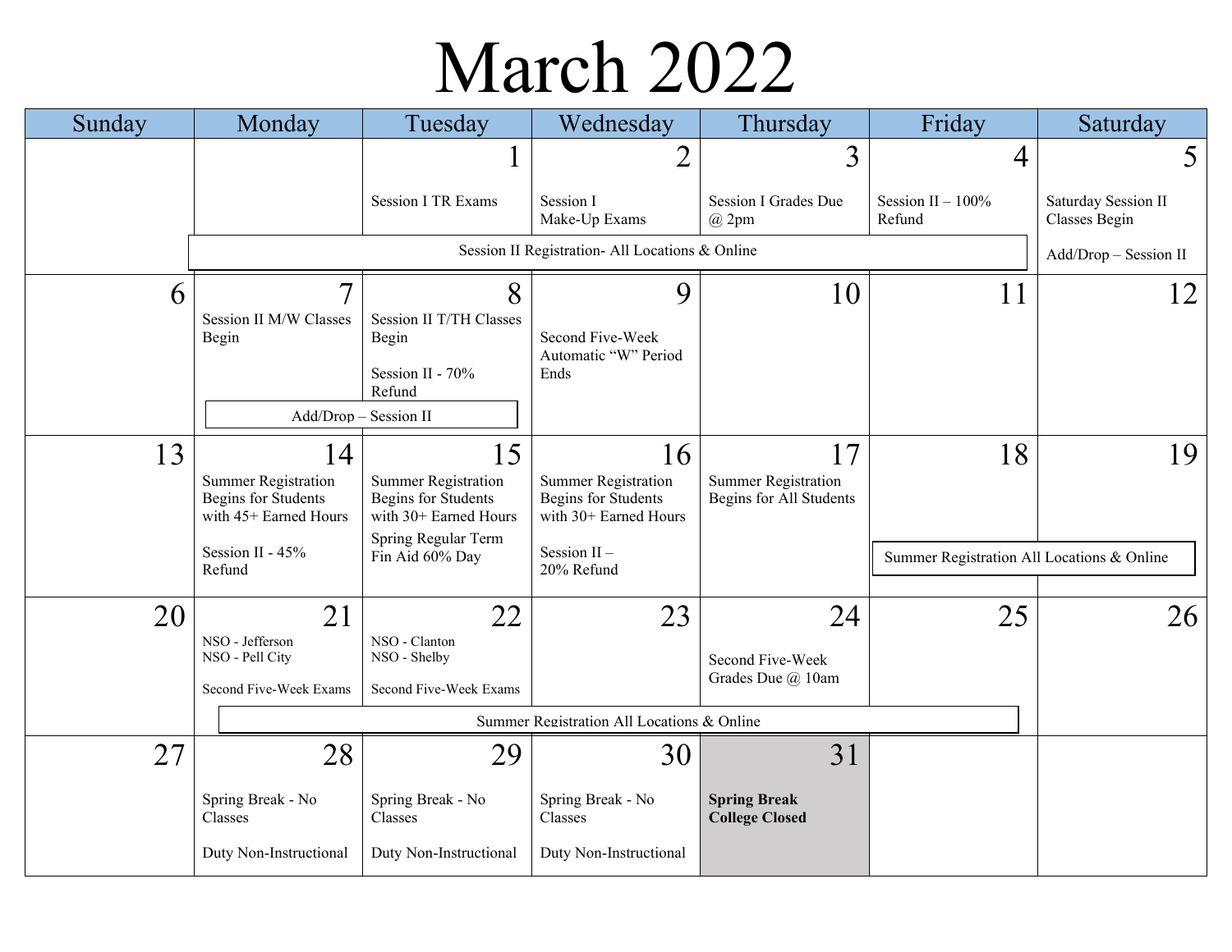# March 2022

| Sunday | Monday | Tuesday | Wednesday | Thursday | Friday | Saturday |
|---|---|---|---|---|---|---|
| | | 1<br>Session I TR Exams<br>Session II Registration- All Locations & Online | 2<br>Session I Make-Up Exams<br>Session II Registration- All Locations & Online | 3<br>Session I Grades Due @ 2pm<br>Session II Registration- All Locations & Online | 4<br>Session II – 100% Refund<br>Session II Registration- All Locations & Online | 5<br>Saturday Session II Classes Begin<br>Add/Drop – Session II |
| 6 | 7<br>Session II M/W Classes Begin<br>Add/Drop – Session II | 8<br>Session II T/TH Classes Begin<br>Session II - 70% Refund<br>Add/Drop – Session II | 9<br>Second Five-Week Automatic "W" Period Ends | 10 | 11 | 12 |
| 13 | 14<br>Summer Registration Begins for Students with 45+ Earned Hours<br>Session II - 45% Refund | 15<br>Summer Registration Begins for Students with 30+ Earned Hours<br>Spring Regular Term Fin Aid 60% Day | 16<br>Summer Registration Begins for Students with 30+ Earned Hours<br>Session II – 20% Refund | 17<br>Summer Registration Begins for All Students | 18<br>Summer Registration All Locations & Online | 19<br>Summer Registration All Locations & Online |
| 20 | 21<br>NSO - Jefferson<br>NSO - Pell City<br>Second Five-Week Exams<br>Summer Registration All Locations & Online | 22<br>NSO - Clanton<br>NSO - Shelby<br>Second Five-Week Exams<br>Summer Registration All Locations & Online | 23<br>Summer Registration All Locations & Online | 24<br>Second Five-Week Grades Due @ 10am<br>Summer Registration All Locations & Online | 25<br>Summer Registration All Locations & Online | 26 |
| 27 | 28<br>Spring Break - No Classes<br>Duty Non-Instructional | 29<br>Spring Break - No Classes<br>Duty Non-Instructional | 30<br>Spring Break - No Classes<br>Duty Non-Instructional | 31<br>**Spring Break College Closed** | | |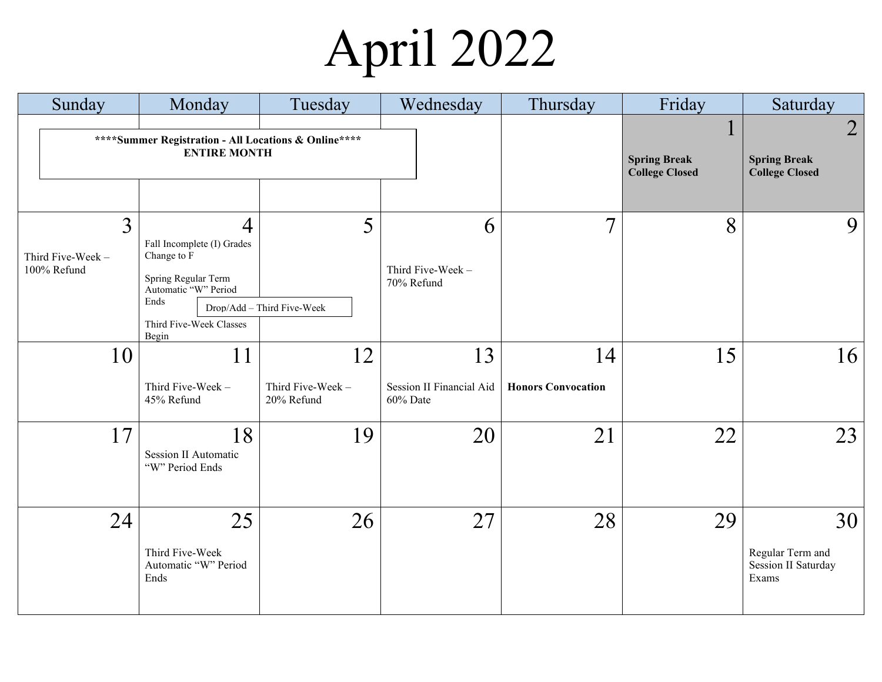# April 2022

| Sunday | Monday | Tuesday | Wednesday | Thursday | Friday | Saturday |
|---|---|---|---|---|---|---|
| ****Summer Registration - All Locations & Online**** ENTIRE MONTH | | | | | 1 **Spring Break College Closed** | 2 **Spring Break College Closed** |
| 3 Third Five-Week – 100% Refund | 4 Fall Incomplete (I) Grades Change to F<br><br>Spring Regular Term Automatic "W" Period Ends<br><br>Drop/Add – Third Five-Week<br><br>Third Five-Week Classes Begin | 5 | 6 Third Five-Week – 70% Refund | 7 | 8 | 9 |
| 10 | 11 Third Five-Week – 45% Refund | 12 Third Five-Week – 20% Refund | 13 Session II Financial Aid 60% Date | 14 **Honors Convocation** | 15 | 16 |
| 17 | 18 Session II Automatic "W" Period Ends | 19 | 20 | 21 | 22 | 23 |
| 24 | 25 Third Five-Week Automatic "W" Period Ends | 26 | 27 | 28 | 29 | 30 Regular Term and Session II Saturday Exams |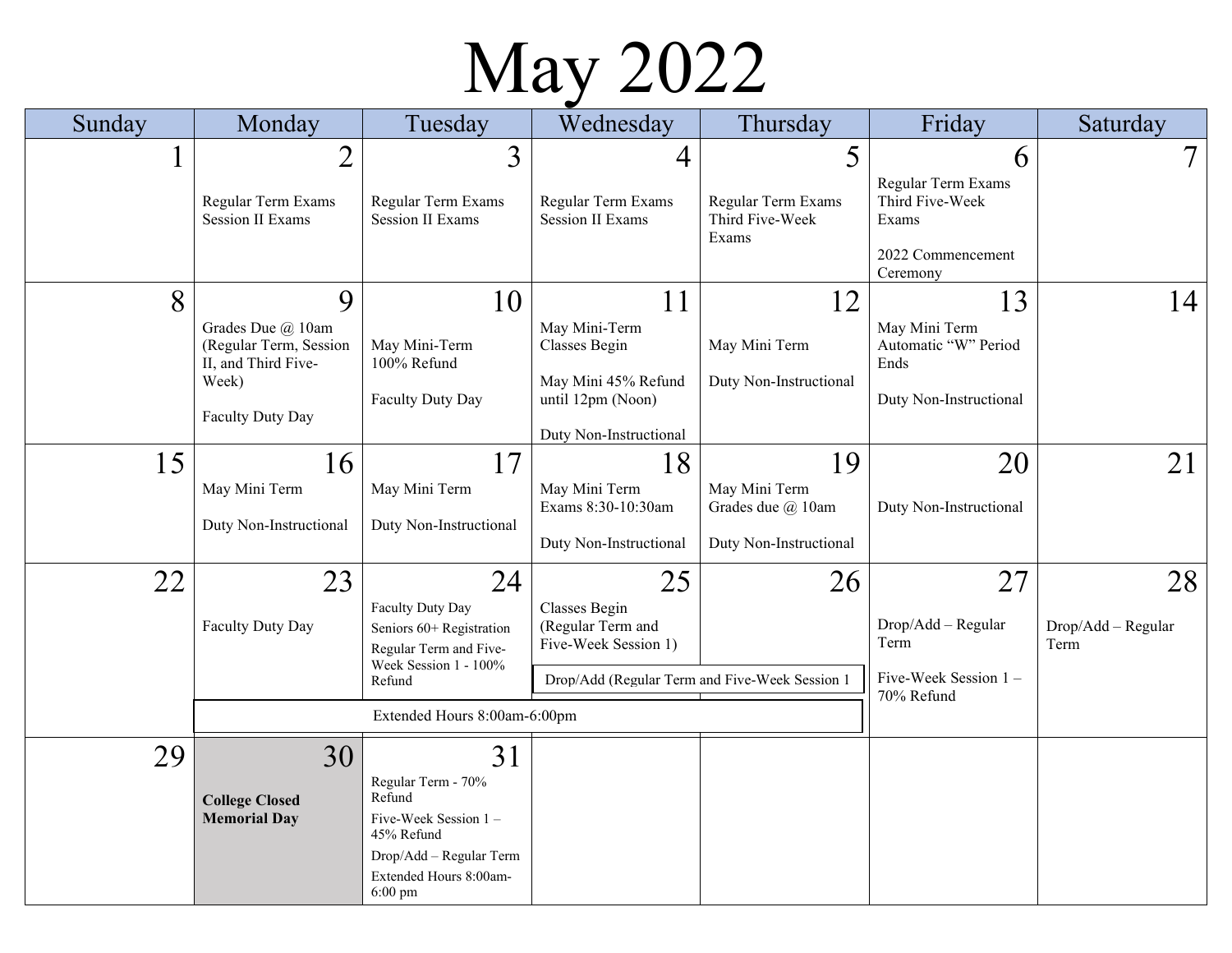# May 2022

| Sunday | Monday | Tuesday | Wednesday | Thursday | Friday | Saturday |
|---|---|---|---|---|---|---|
| 1 | 2<br>Regular Term Exams<br>Session II Exams | 3<br>Regular Term Exams<br>Session II Exams | 4<br>Regular Term Exams<br>Session II Exams | 5<br>Regular Term Exams<br>Third Five-Week Exams | 6<br>Regular Term Exams<br>Third Five-Week Exams<br><br>2022 Commencement Ceremony | 7 |
| 8 | 9<br>Grades Due @ 10am (Regular Term, Session II, and Third Five-Week)<br><br>Faculty Duty Day | 10<br>May Mini-Term 100% Refund<br><br>Faculty Duty Day | 11<br>May Mini-Term Classes Begin<br><br>May Mini 45% Refund until 12pm (Noon)<br><br>Duty Non-Instructional | 12<br>May Mini Term<br><br>Duty Non-Instructional | 13<br>May Mini Term Automatic "W" Period Ends<br><br>Duty Non-Instructional | 14 |
| 15 | 16<br>May Mini Term<br><br>Duty Non-Instructional | 17<br>May Mini Term<br><br>Duty Non-Instructional | 18<br>May Mini Term Exams 8:30-10:30am<br><br>Duty Non-Instructional | 19<br>May Mini Term Grades due @ 10am<br><br>Duty Non-Instructional | 20<br>Duty Non-Instructional | 21 |
| 22 | 23<br>Faculty Duty Day<br><br>Extended Hours 8:00am-6:00pm (Mon 23 – Thu 26) | 24<br>Faculty Duty Day<br>Seniors 60+ Registration<br>Regular Term and Five-Week Session 1 - 100% Refund | 25<br>Classes Begin (Regular Term and Five-Week Session 1)<br><br>Drop/Add (Regular Term and Five-Week Session 1 (Wed 25 – Thu 26) | 26 | 27<br>Drop/Add – Regular Term<br><br>Five-Week Session 1 – 70% Refund | 28<br>Drop/Add – Regular Term |
| 29 | 30<br>**College Closed Memorial Day** | 31<br>Regular Term - 70% Refund<br>Five-Week Session 1 – 45% Refund<br>Drop/Add – Regular Term<br>Extended Hours 8:00am-6:00 pm | | | | |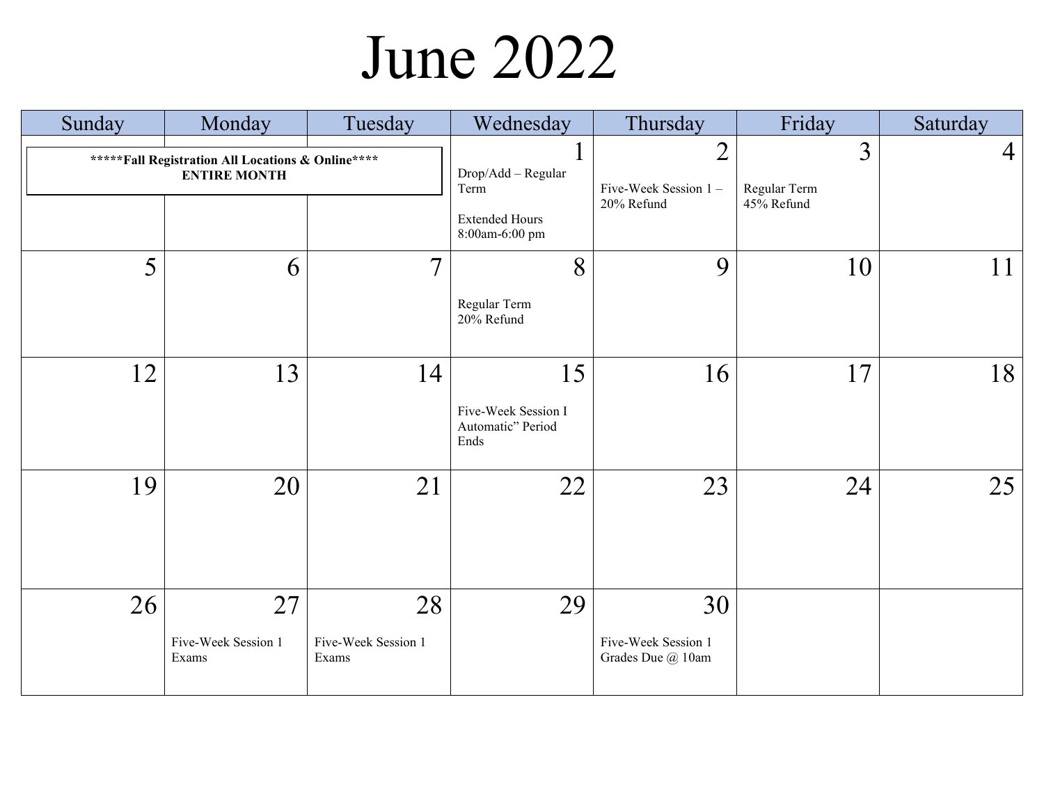# June 2022

| Sunday | Monday | Tuesday | Wednesday | Thursday | Friday | Saturday |
|---|---|---|---|---|---|---|
| **\*\*\*\*\*Fall Registration All Locations & Online\*\*\*\* ENTIRE MONTH** | | | 1<br>Drop/Add – Regular Term<br><br>Extended Hours 8:00am-6:00 pm | 2<br>Five-Week Session 1 – 20% Refund | 3<br>Regular Term<br>45% Refund | 4 |
| 5 | 6 | 7 | 8<br>Regular Term<br>20% Refund | 9 | 10 | 11 |
| 12 | 13 | 14 | 15<br>Five-Week Session I Automatic" Period Ends | 16 | 17 | 18 |
| 19 | 20 | 21 | 22 | 23 | 24 | 25 |
| 26 | 27<br>Five-Week Session 1 Exams | 28<br>Five-Week Session 1 Exams | 29 | 30<br>Five-Week Session 1 Grades Due @ 10am | | |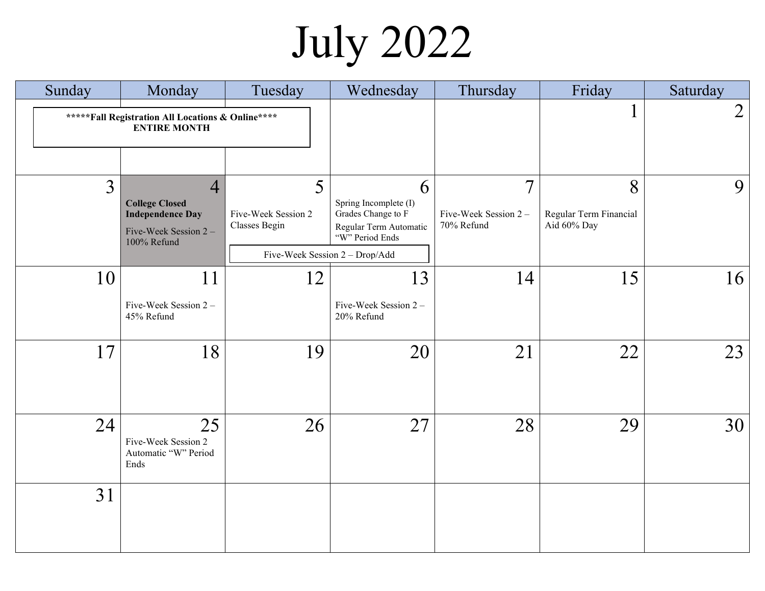# July 2022

| Sunday | Monday | Tuesday | Wednesday | Thursday | Friday | Saturday |
|---|---|---|---|---|---|---|
| **\*\*\*\*\*Fall Registration All Locations & Online\*\*\*\* ENTIRE MONTH** | | | | | 1 | 2 |
| 3 | 4 **College Closed Independence Day** Five-Week Session 2 – 100% Refund | 5 Five-Week Session 2 Classes Begin | 6 Spring Incomplete (I) Grades Change to F Regular Term Automatic "W" Period Ends | 7 Five-Week Session 2 – 70% Refund | 8 Regular Term Financial Aid 60% Day | 9 |
| | | Five-Week Session 2 – Drop/Add | | | | |
| 10 | 11 Five-Week Session 2 – 45% Refund | 12 | 13 Five-Week Session 2 – 20% Refund | 14 | 15 | 16 |
| 17 | 18 | 19 | 20 | 21 | 22 | 23 |
| 24 | 25 Five-Week Session 2 Automatic "W" Period Ends | 26 | 27 | 28 | 29 | 30 |
| 31 | | | | | | |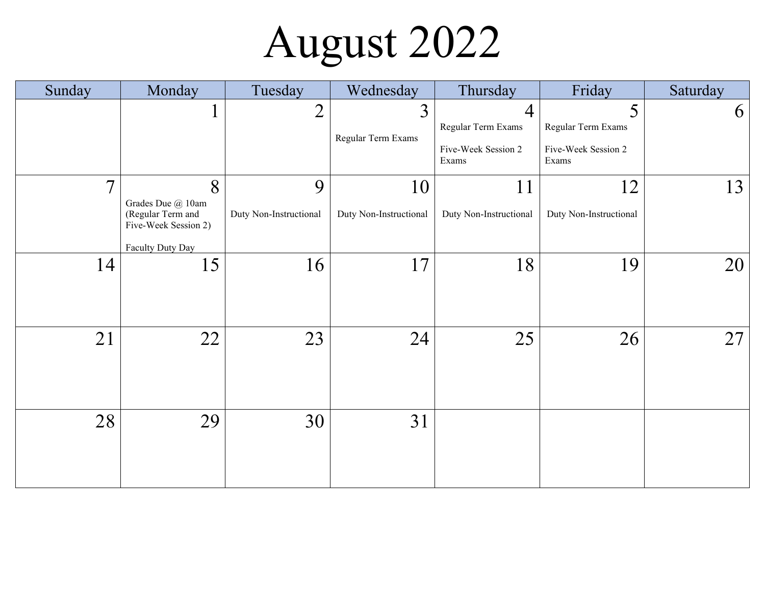# August 2022

| Sunday | Monday | Tuesday | Wednesday | Thursday | Friday | Saturday |
| --- | --- | --- | --- | --- | --- | --- |
| | 1 | 2 | 3 Regular Term Exams | 4 Regular Term Exams<br><br>Five-Week Session 2 Exams | 5 Regular Term Exams<br><br>Five-Week Session 2 Exams | 6 |
| 7 | 8 Grades Due @ 10am (Regular Term and Five-Week Session 2)<br><br>Faculty Duty Day | 9 Duty Non-Instructional | 10 Duty Non-Instructional | 11 Duty Non-Instructional | 12 Duty Non-Instructional | 13 |
| 14 | 15 | 16 | 17 | 18 | 19 | 20 |
| 21 | 22 | 23 | 24 | 25 | 26 | 27 |
| 28 | 29 | 30 | 31 | | | |